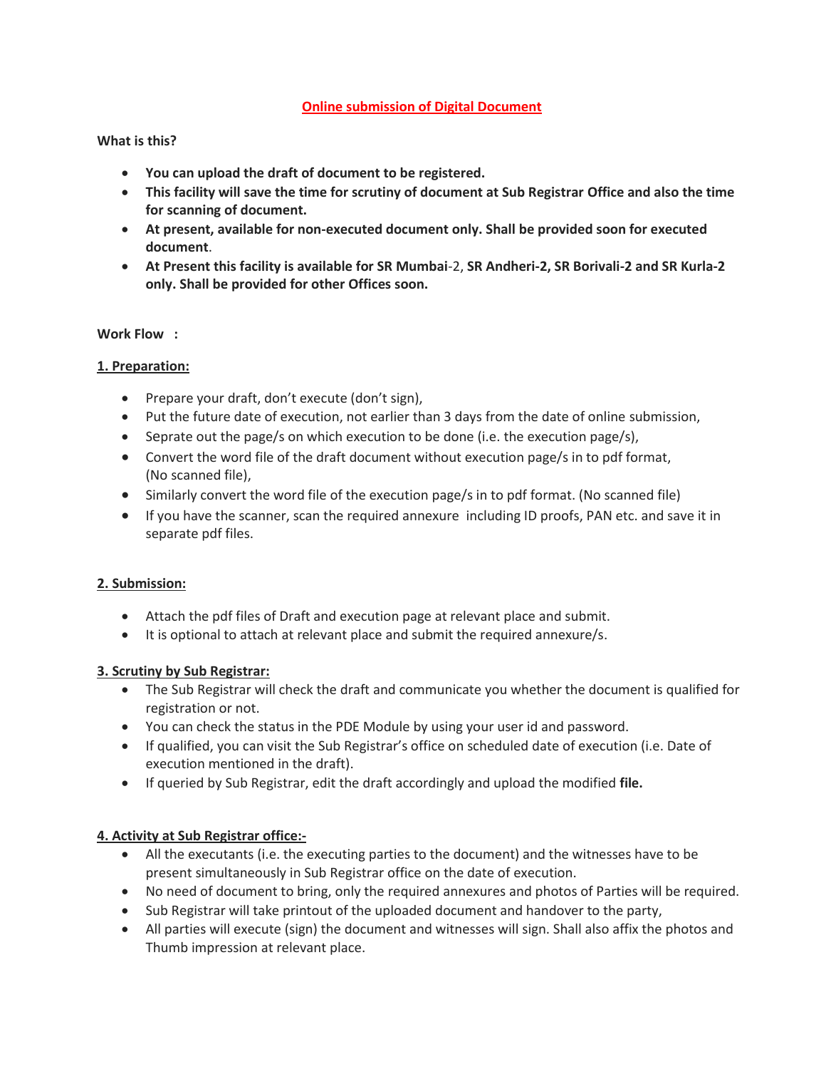# Online submission of Digital Document

**What is this?**

- **You can upload the draft of document to be registered.**
- **This facility will save the time for scrutiny of document at Sub Registrar Office and also the time for scanning of document.**
- **At present, available for non-executed document only. Shall be provided soon for executed document**.
- **At Present this facility is available for SR Mumbai**-2, **SR Andheri-2, SR Borivali-2 and SR Kurla-2 only. Shall be provided for other Offices soon.**

**Work Flow :**

## 1. Preparation:

- Prepare your draft, don't execute (don't sign),
- Put the future date of execution, not earlier than 3 days from the date of online submission,
- Seprate out the page/s on which execution to be done (i.e. the execution page/s),
- Convert the word file of the draft document without execution page/s in to pdf format, (No scanned file),
- Similarly convert the word file of the execution page/s in to pdf format. (No scanned file)
- If you have the scanner, scan the required annexure including ID proofs, PAN etc. and save it in separate pdf files.

## 2. Submission:

- Attach the pdf files of Draft and execution page at relevant place and submit.
- It is optional to attach at relevant place and submit the required annexure/s.

## 3. Scrutiny by Sub Registrar:

- The Sub Registrar will check the draft and communicate you whether the document is qualified for registration or not.
- You can check the status in the PDE Module by using your user id and password.
- If qualified, you can visit the Sub Registrar's office on scheduled date of execution (i.e. Date of execution mentioned in the draft).
- If queried by Sub Registrar, edit the draft accordingly and upload the modified **file.**

## 4. Activity at Sub Registrar office:-

- All the executants (i.e. the executing parties to the document) and the witnesses have to be present simultaneously in Sub Registrar office on the date of execution.
- No need of document to bring, only the required annexures and photos of Parties will be required.
- Sub Registrar will take printout of the uploaded document and handover to the party,
- All parties will execute (sign) the document and witnesses will sign. Shall also affix the photos and Thumb impression at relevant place.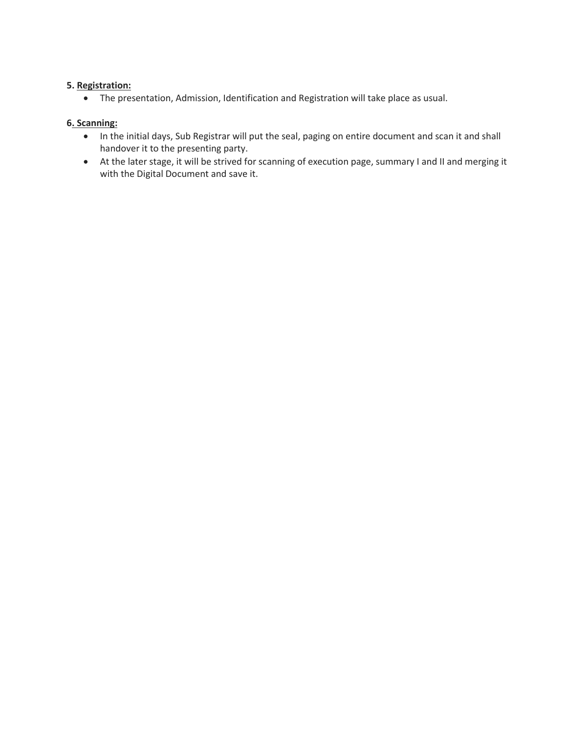**5. Registration:**

- The presentation, Admission, Identification and Registration will take place as usual.

**6. Scanning:**

- In the initial days, Sub Registrar will put the seal, paging on entire document and scan it and shall handover it to the presenting party.
- At the later stage, it will be strived for scanning of execution page, summary I and II and merging it with the Digital Document and save it.